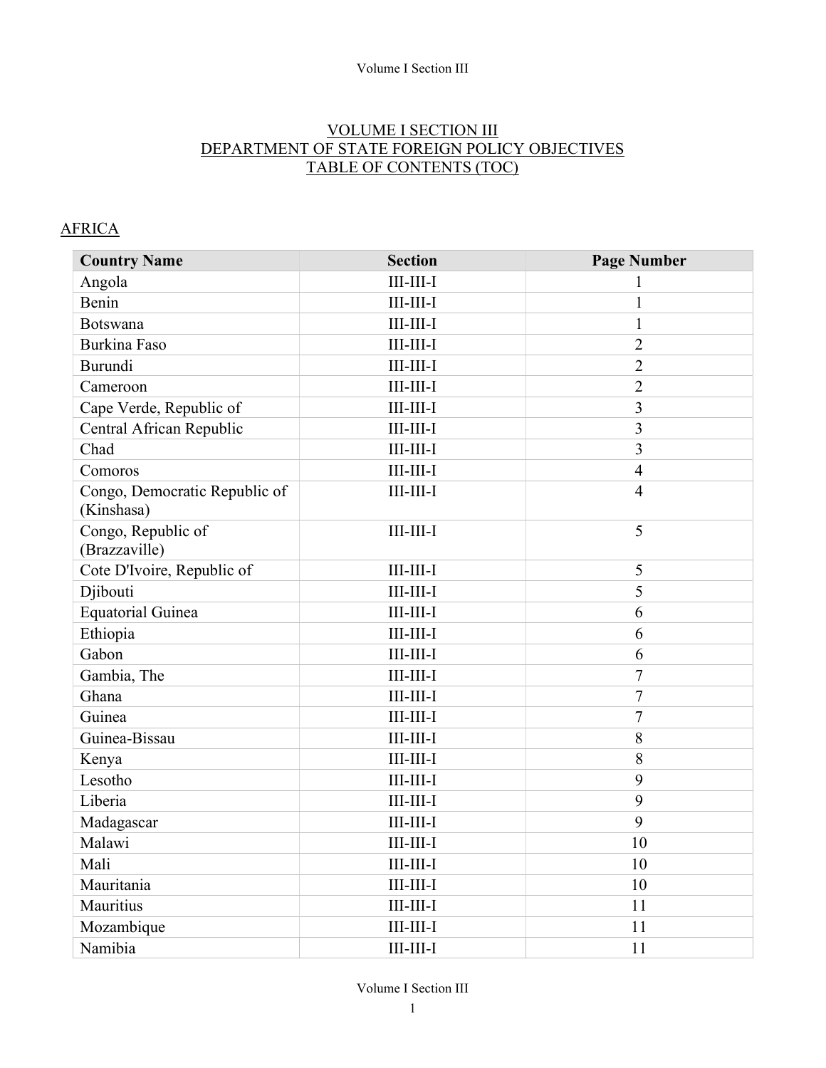# VOLUME I SECTION III
# DEPARTMENT OF STATE FOREIGN POLICY OBJECTIVES
# TABLE OF CONTENTS (TOC)

## AFRICA

| Country Name | Section | Page Number |
|---|---|---|
| Angola | III-III-I | 1 |
| Benin | III-III-I | 1 |
| Botswana | III-III-I | 1 |
| Burkina Faso | III-III-I | 2 |
| Burundi | III-III-I | 2 |
| Cameroon | III-III-I | 2 |
| Cape Verde, Republic of | III-III-I | 3 |
| Central African Republic | III-III-I | 3 |
| Chad | III-III-I | 3 |
| Comoros | III-III-I | 4 |
| Congo, Democratic Republic of (Kinshasa) | III-III-I | 4 |
| Congo, Republic of (Brazzaville) | III-III-I | 5 |
| Cote D'Ivoire, Republic of | III-III-I | 5 |
| Djibouti | III-III-I | 5 |
| Equatorial Guinea | III-III-I | 6 |
| Ethiopia | III-III-I | 6 |
| Gabon | III-III-I | 6 |
| Gambia, The | III-III-I | 7 |
| Ghana | III-III-I | 7 |
| Guinea | III-III-I | 7 |
| Guinea-Bissau | III-III-I | 8 |
| Kenya | III-III-I | 8 |
| Lesotho | III-III-I | 9 |
| Liberia | III-III-I | 9 |
| Madagascar | III-III-I | 9 |
| Malawi | III-III-I | 10 |
| Mali | III-III-I | 10 |
| Mauritania | III-III-I | 10 |
| Mauritius | III-III-I | 11 |
| Mozambique | III-III-I | 11 |
| Namibia | III-III-I | 11 |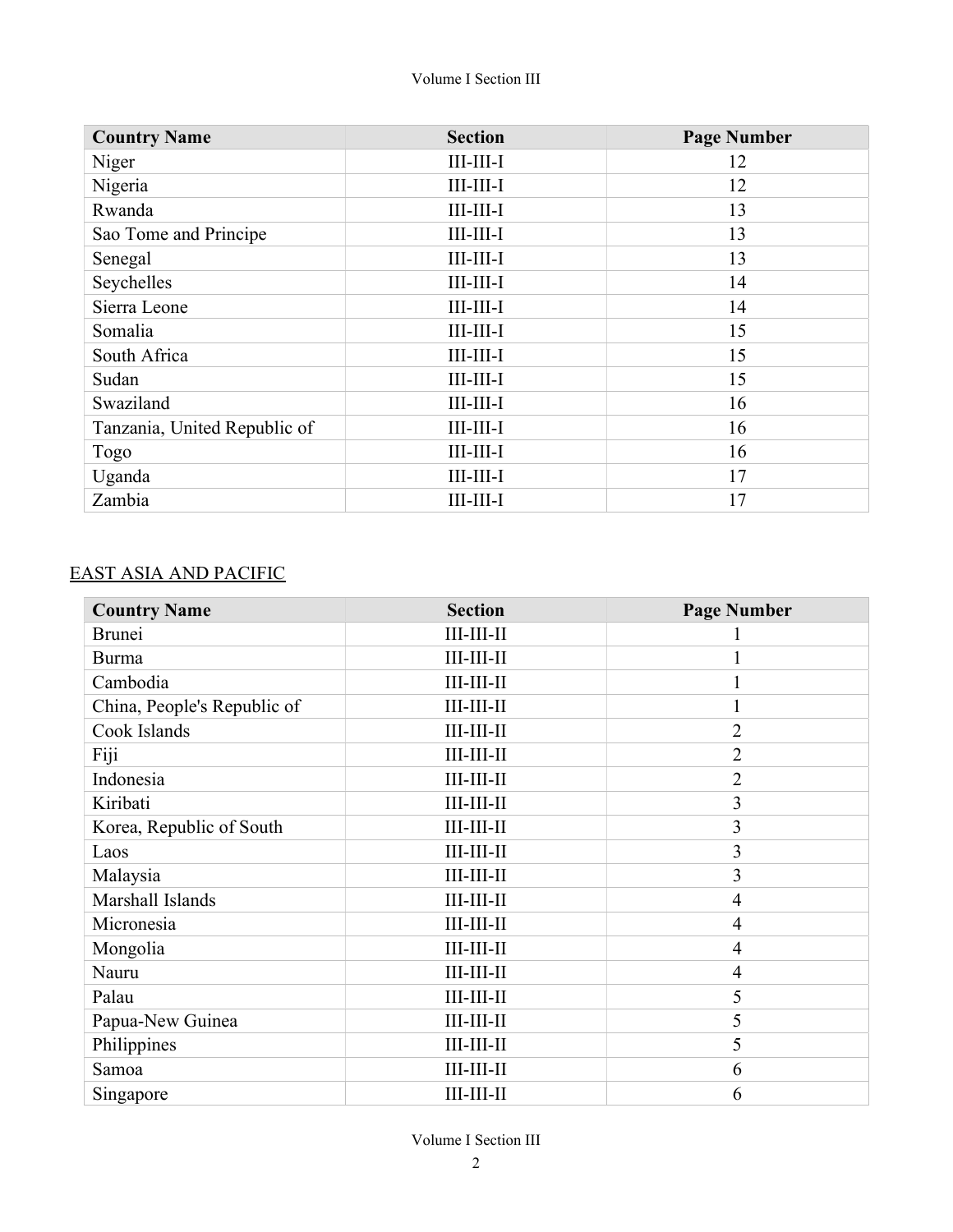| Country Name | Section | Page Number |
| --- | --- | --- |
| Niger | III-III-I | 12 |
| Nigeria | III-III-I | 12 |
| Rwanda | III-III-I | 13 |
| Sao Tome and Principe | III-III-I | 13 |
| Senegal | III-III-I | 13 |
| Seychelles | III-III-I | 14 |
| Sierra Leone | III-III-I | 14 |
| Somalia | III-III-I | 15 |
| South Africa | III-III-I | 15 |
| Sudan | III-III-I | 15 |
| Swaziland | III-III-I | 16 |
| Tanzania, United Republic of | III-III-I | 16 |
| Togo | III-III-I | 16 |
| Uganda | III-III-I | 17 |
| Zambia | III-III-I | 17 |

## EAST ASIA AND PACIFIC

| Country Name | Section | Page Number |
| --- | --- | --- |
| Brunei | III-III-II | 1 |
| Burma | III-III-II | 1 |
| Cambodia | III-III-II | 1 |
| China, People's Republic of | III-III-II | 1 |
| Cook Islands | III-III-II | 2 |
| Fiji | III-III-II | 2 |
| Indonesia | III-III-II | 2 |
| Kiribati | III-III-II | 3 |
| Korea, Republic of South | III-III-II | 3 |
| Laos | III-III-II | 3 |
| Malaysia | III-III-II | 3 |
| Marshall Islands | III-III-II | 4 |
| Micronesia | III-III-II | 4 |
| Mongolia | III-III-II | 4 |
| Nauru | III-III-II | 4 |
| Palau | III-III-II | 5 |
| Papua-New Guinea | III-III-II | 5 |
| Philippines | III-III-II | 5 |
| Samoa | III-III-II | 6 |
| Singapore | III-III-II | 6 |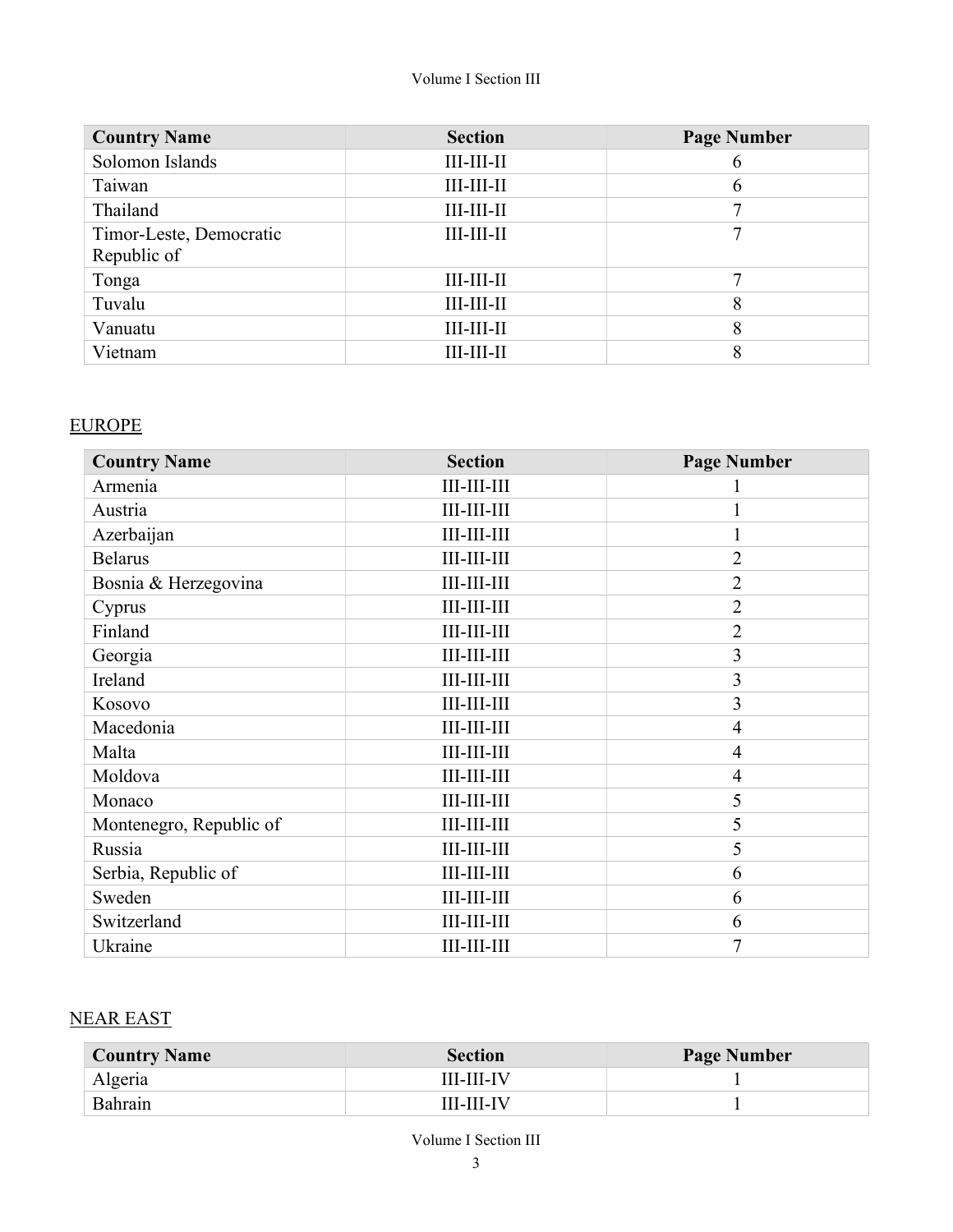| Country Name | Section | Page Number |
|---|---|---|
| Solomon Islands | III-III-II | 6 |
| Taiwan | III-III-II | 6 |
| Thailand | III-III-II | 7 |
| Timor-Leste, Democratic Republic of | III-III-II | 7 |
| Tonga | III-III-II | 7 |
| Tuvalu | III-III-II | 8 |
| Vanuatu | III-III-II | 8 |
| Vietnam | III-III-II | 8 |

## EUROPE

| Country Name | Section | Page Number |
|---|---|---|
| Armenia | III-III-III | 1 |
| Austria | III-III-III | 1 |
| Azerbaijan | III-III-III | 1 |
| Belarus | III-III-III | 2 |
| Bosnia & Herzegovina | III-III-III | 2 |
| Cyprus | III-III-III | 2 |
| Finland | III-III-III | 2 |
| Georgia | III-III-III | 3 |
| Ireland | III-III-III | 3 |
| Kosovo | III-III-III | 3 |
| Macedonia | III-III-III | 4 |
| Malta | III-III-III | 4 |
| Moldova | III-III-III | 4 |
| Monaco | III-III-III | 5 |
| Montenegro, Republic of | III-III-III | 5 |
| Russia | III-III-III | 5 |
| Serbia, Republic of | III-III-III | 6 |
| Sweden | III-III-III | 6 |
| Switzerland | III-III-III | 6 |
| Ukraine | III-III-III | 7 |

## NEAR EAST

| Country Name | Section | Page Number |
|---|---|---|
| Algeria | III-III-IV | 1 |
| Bahrain | III-III-IV | 1 |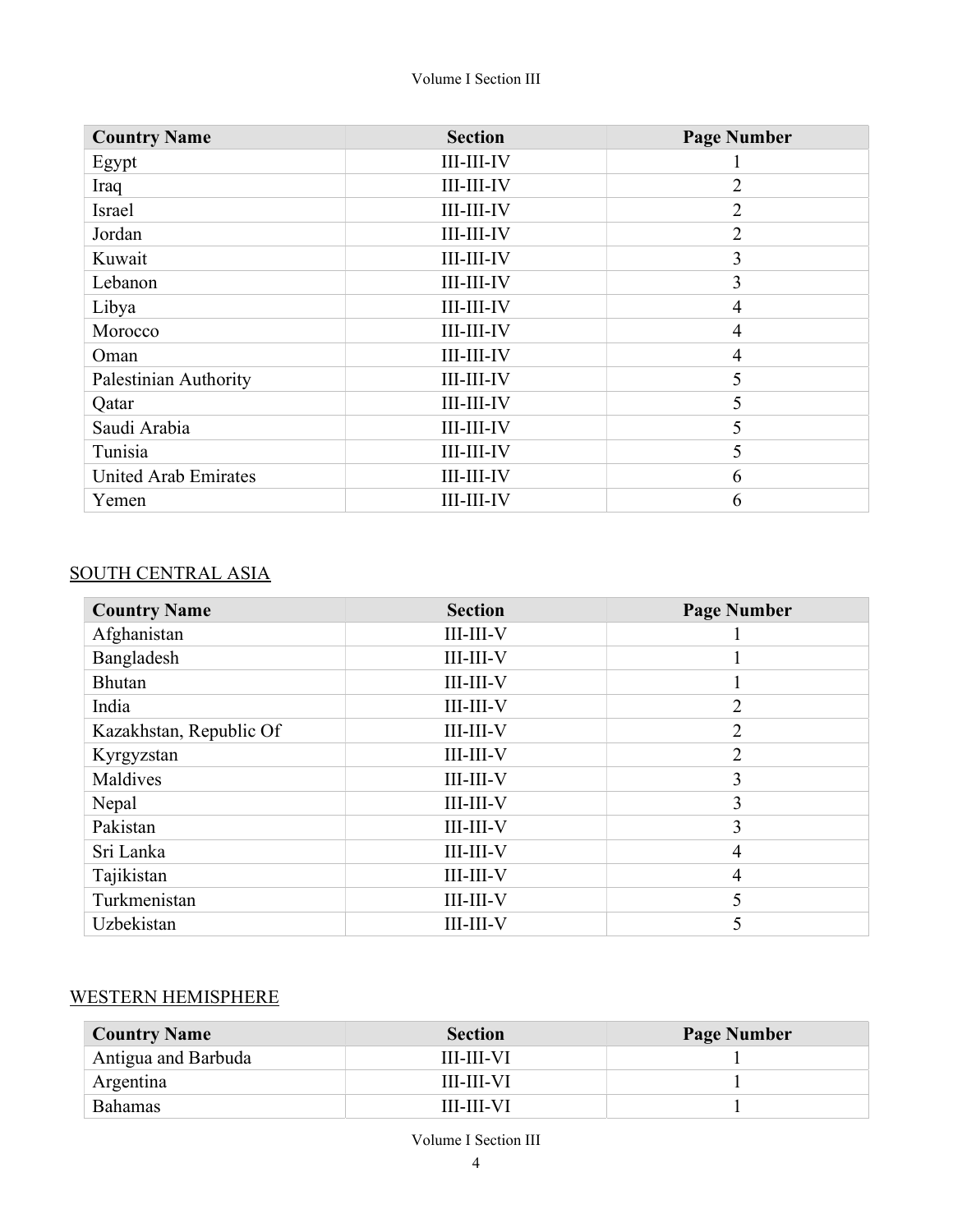| Country Name | Section | Page Number |
|---|---|---|
| Egypt | III-III-IV | 1 |
| Iraq | III-III-IV | 2 |
| Israel | III-III-IV | 2 |
| Jordan | III-III-IV | 2 |
| Kuwait | III-III-IV | 3 |
| Lebanon | III-III-IV | 3 |
| Libya | III-III-IV | 4 |
| Morocco | III-III-IV | 4 |
| Oman | III-III-IV | 4 |
| Palestinian Authority | III-III-IV | 5 |
| Qatar | III-III-IV | 5 |
| Saudi Arabia | III-III-IV | 5 |
| Tunisia | III-III-IV | 5 |
| United Arab Emirates | III-III-IV | 6 |
| Yemen | III-III-IV | 6 |

## SOUTH CENTRAL ASIA

| Country Name | Section | Page Number |
|---|---|---|
| Afghanistan | III-III-V | 1 |
| Bangladesh | III-III-V | 1 |
| Bhutan | III-III-V | 1 |
| India | III-III-V | 2 |
| Kazakhstan, Republic Of | III-III-V | 2 |
| Kyrgyzstan | III-III-V | 2 |
| Maldives | III-III-V | 3 |
| Nepal | III-III-V | 3 |
| Pakistan | III-III-V | 3 |
| Sri Lanka | III-III-V | 4 |
| Tajikistan | III-III-V | 4 |
| Turkmenistan | III-III-V | 5 |
| Uzbekistan | III-III-V | 5 |

## WESTERN HEMISPHERE

| Country Name | Section | Page Number |
|---|---|---|
| Antigua and Barbuda | III-III-VI | 1 |
| Argentina | III-III-VI | 1 |
| Bahamas | III-III-VI | 1 |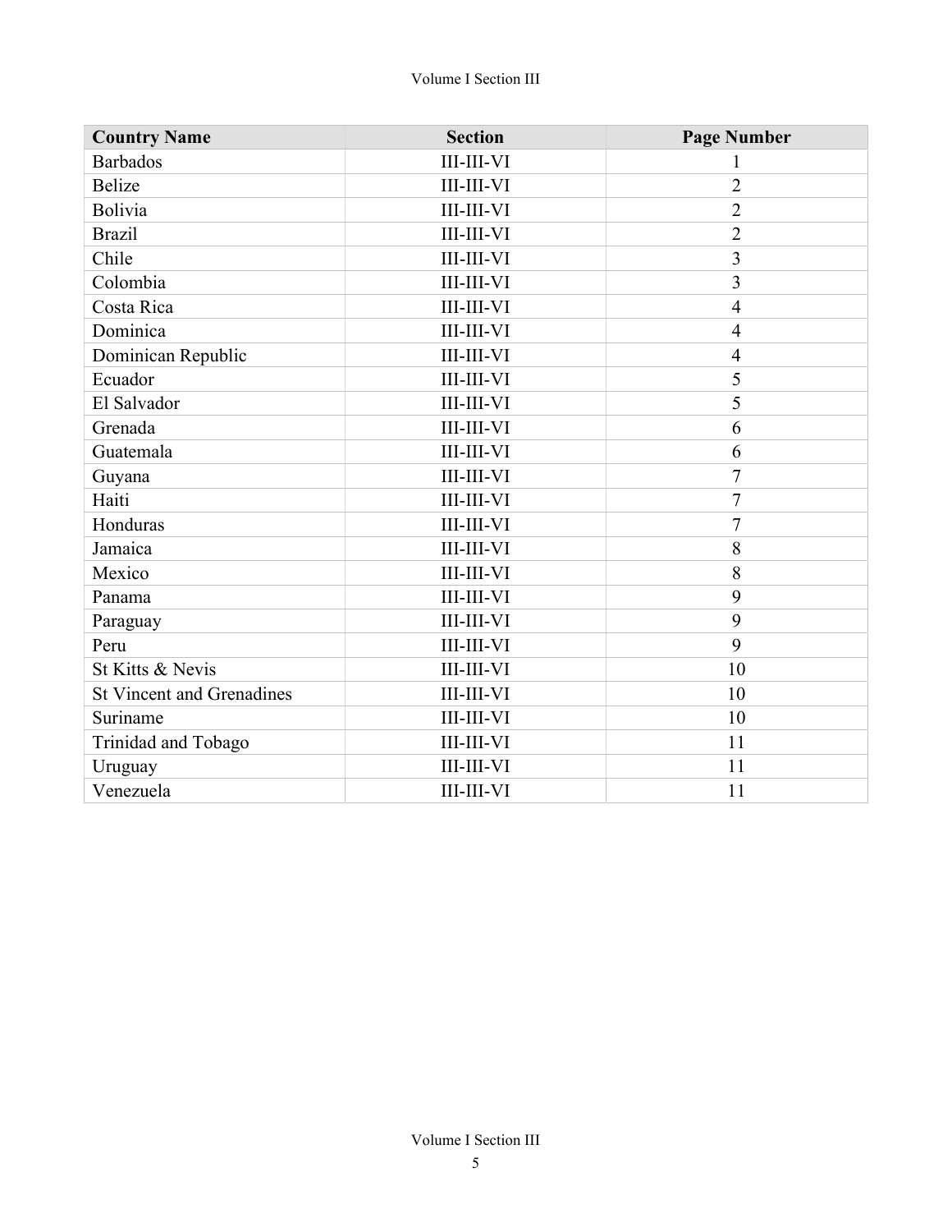| Country Name | Section | Page Number |
| --- | --- | --- |
| Barbados | III-III-VI | 1 |
| Belize | III-III-VI | 2 |
| Bolivia | III-III-VI | 2 |
| Brazil | III-III-VI | 2 |
| Chile | III-III-VI | 3 |
| Colombia | III-III-VI | 3 |
| Costa Rica | III-III-VI | 4 |
| Dominica | III-III-VI | 4 |
| Dominican Republic | III-III-VI | 4 |
| Ecuador | III-III-VI | 5 |
| El Salvador | III-III-VI | 5 |
| Grenada | III-III-VI | 6 |
| Guatemala | III-III-VI | 6 |
| Guyana | III-III-VI | 7 |
| Haiti | III-III-VI | 7 |
| Honduras | III-III-VI | 7 |
| Jamaica | III-III-VI | 8 |
| Mexico | III-III-VI | 8 |
| Panama | III-III-VI | 9 |
| Paraguay | III-III-VI | 9 |
| Peru | III-III-VI | 9 |
| St Kitts & Nevis | III-III-VI | 10 |
| St Vincent and Grenadines | III-III-VI | 10 |
| Suriname | III-III-VI | 10 |
| Trinidad and Tobago | III-III-VI | 11 |
| Uruguay | III-III-VI | 11 |
| Venezuela | III-III-VI | 11 |